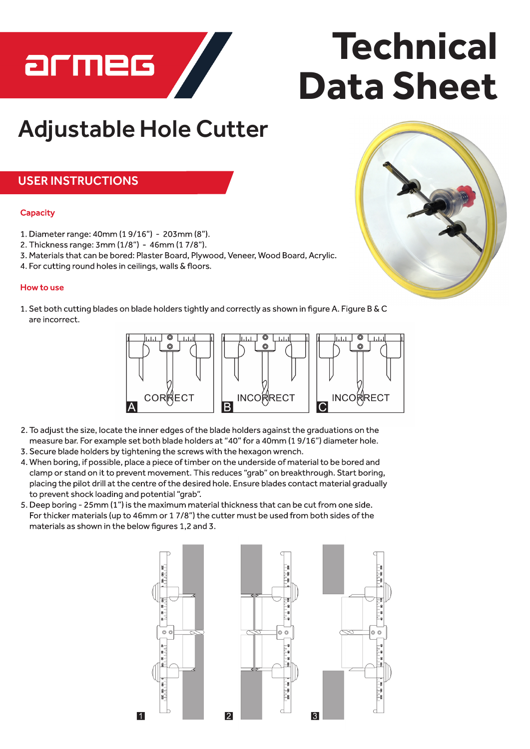# Technical Data Sheet

## Adjustable Hole Cutter

## USER INSTRUCTIONS

### Capacity

1. Diameter range: 40mm (1 9/16") - 203mm (8").
2. Thickness range: 3mm (1/8") - 46mm (1 7/8").
3. Materials that can be bored: Plaster Board, Plywood, Veneer, Wood Board, Acrylic.
4. For cutting round holes in ceilings, walls & floors.

### How to use

1. Set both cutting blades on blade holders tightly and correctly as shown in figure A. Figure B & C are incorrect.

A CORRECT | B INCORRECT | C INCORRECT

2. To adjust the size, locate the inner edges of the blade holders against the graduations on the measure bar. For example set both blade holders at "40" for a 40mm (1 9/16") diameter hole.
3. Secure blade holders by tightening the screws with the hexagon wrench.
4. When boring, if possible, place a piece of timber on the underside of material to be bored and clamp or stand on it to prevent movement. This reduces "grab" on breakthrough. Start boring, placing the pilot drill at the centre of the desired hole. Ensure blades contact material gradually to prevent shock loading and potential "grab".
5. Deep boring - 25mm (1") is the maximum material thickness that can be cut from one side. For thicker materials (up to 46mm or 1 7/8") the cutter must be used from both sides of the materials as shown in the below figures 1,2 and 3.

1 | 2 | 3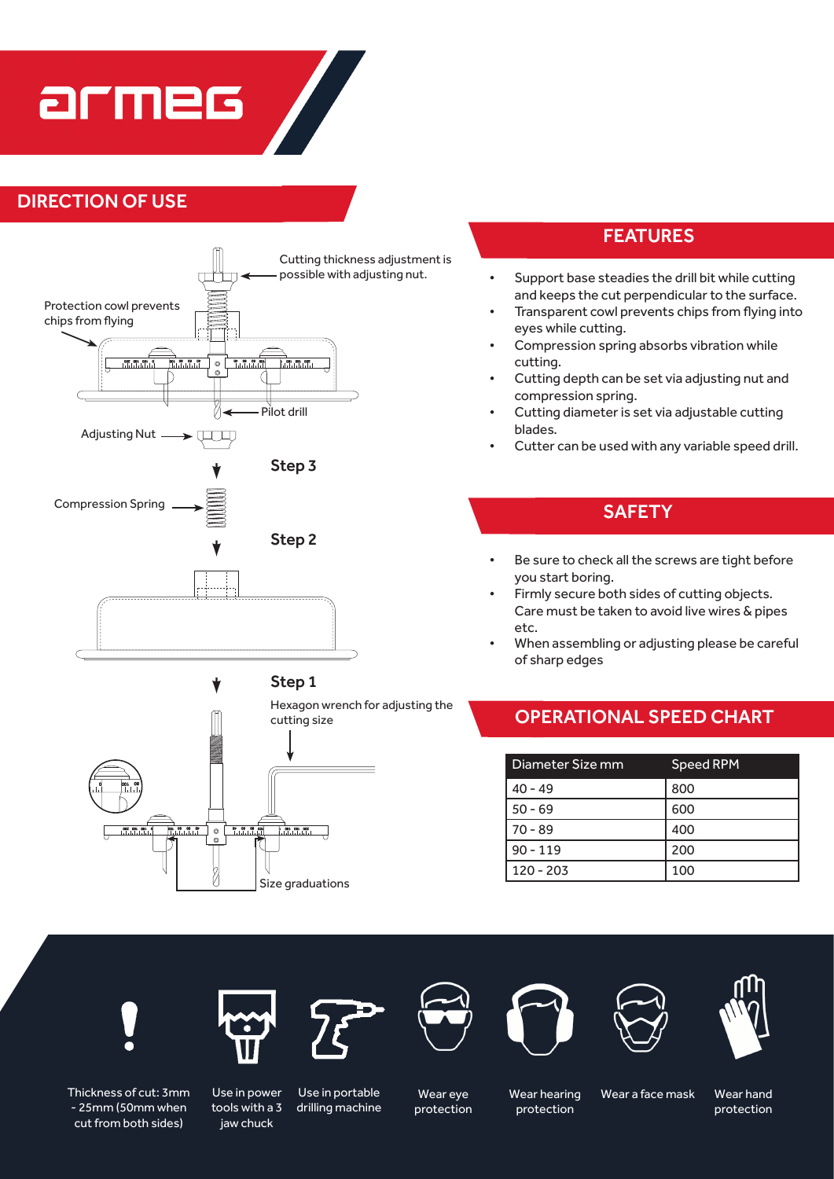armeg

## DIRECTION OF USE

Cutting thickness adjustment is possible with adjusting nut.

Protection cowl prevents chips from flying

Pilot drill

Adjusting Nut

Step 3

Compression Spring

Step 2

Step 1

Hexagon wrench for adjusting the cutting size

Size graduations

## FEATURES

- Support base steadies the drill bit while cutting and keeps the cut perpendicular to the surface.
- Transparent cowl prevents chips from flying into eyes while cutting.
- Compression spring absorbs vibration while cutting.
- Cutting depth can be set via adjusting nut and compression spring.
- Cutting diameter is set via adjustable cutting blades.
- Cutter can be used with any variable speed drill.

## SAFETY

- Be sure to check all the screws are tight before you start boring.
- Firmly secure both sides of cutting objects. Care must be taken to avoid live wires & pipes etc.
- When assembling or adjusting please be careful of sharp edges

## OPERATIONAL SPEED CHART

| Diameter Size mm | Speed RPM |
|---|---|
| 40 - 49 | 800 |
| 50 - 69 | 600 |
| 70 - 89 | 400 |
| 90 - 119 | 200 |
| 120 - 203 | 100 |

Thickness of cut: 3mm - 25mm (50mm when cut from both sides)

Use in power tools with a 3 jaw chuck

Use in portable drilling machine

Wear eye protection

Wear hearing protection

Wear a face mask

Wear hand protection